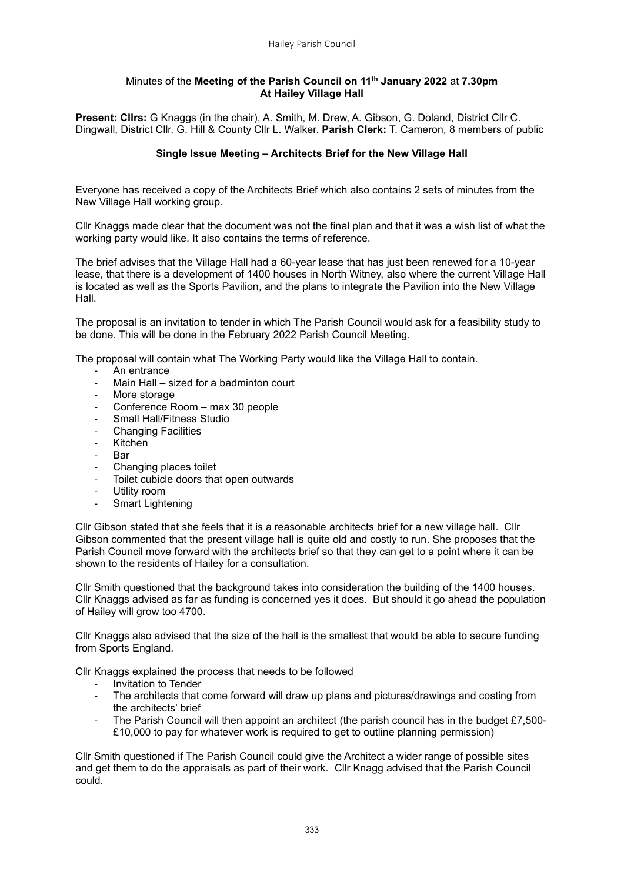Minutes of the **Meeting of the Parish Council on 11th January 2022** at **7.30pm**
**At Hailey Village Hall**

**Present: Cllrs:** G Knaggs (in the chair), A. Smith, M. Drew, A. Gibson, G. Doland, District Cllr C. Dingwall, District Cllr. G. Hill & County Cllr L. Walker. **Parish Clerk:** T. Cameron, 8 members of public

**Single Issue Meeting – Architects Brief for the New Village Hall**

Everyone has received a copy of the Architects Brief which also contains 2 sets of minutes from the New Village Hall working group.

Cllr Knaggs made clear that the document was not the final plan and that it was a wish list of what the working party would like. It also contains the terms of reference.

The brief advises that the Village Hall had a 60-year lease that has just been renewed for a 10-year lease, that there is a development of 1400 houses in North Witney, also where the current Village Hall is located as well as the Sports Pavilion, and the plans to integrate the Pavilion into the New Village Hall.

The proposal is an invitation to tender in which The Parish Council would ask for a feasibility study to be done. This will be done in the February 2022 Parish Council Meeting.

The proposal will contain what The Working Party would like the Village Hall to contain.

- An entrance
- Main Hall – sized for a badminton court
- More storage
- Conference Room – max 30 people
- Small Hall/Fitness Studio
- Changing Facilities
- Kitchen
- Bar
- Changing places toilet
- Toilet cubicle doors that open outwards
- Utility room
- Smart Lightening

Cllr Gibson stated that she feels that it is a reasonable architects brief for a new village hall. Cllr Gibson commented that the present village hall is quite old and costly to run. She proposes that the Parish Council move forward with the architects brief so that they can get to a point where it can be shown to the residents of Hailey for a consultation.

Cllr Smith questioned that the background takes into consideration the building of the 1400 houses. Cllr Knaggs advised as far as funding is concerned yes it does. But should it go ahead the population of Hailey will grow too 4700.

Cllr Knaggs also advised that the size of the hall is the smallest that would be able to secure funding from Sports England.

Cllr Knaggs explained the process that needs to be followed

- Invitation to Tender
- The architects that come forward will draw up plans and pictures/drawings and costing from the architects' brief
- The Parish Council will then appoint an architect (the parish council has in the budget £7,500-£10,000 to pay for whatever work is required to get to outline planning permission)

Cllr Smith questioned if The Parish Council could give the Architect a wider range of possible sites and get them to do the appraisals as part of their work. Cllr Knagg advised that the Parish Council could.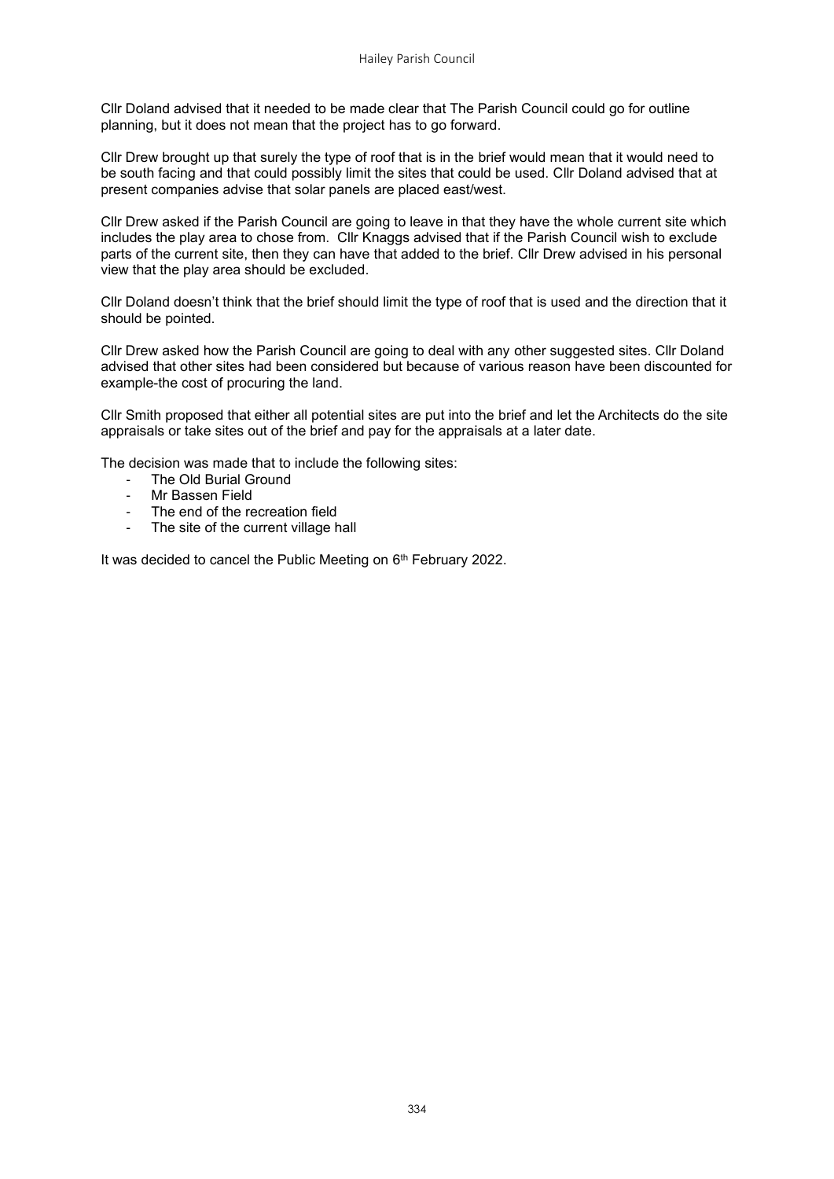Cllr Doland advised that it needed to be made clear that The Parish Council could go for outline planning, but it does not mean that the project has to go forward.

Cllr Drew brought up that surely the type of roof that is in the brief would mean that it would need to be south facing and that could possibly limit the sites that could be used. Cllr Doland advised that at present companies advise that solar panels are placed east/west.

Cllr Drew asked if the Parish Council are going to leave in that they have the whole current site which includes the play area to chose from. Cllr Knaggs advised that if the Parish Council wish to exclude parts of the current site, then they can have that added to the brief. Cllr Drew advised in his personal view that the play area should be excluded.

Cllr Doland doesn't think that the brief should limit the type of roof that is used and the direction that it should be pointed.

Cllr Drew asked how the Parish Council are going to deal with any other suggested sites. Cllr Doland advised that other sites had been considered but because of various reason have been discounted for example-the cost of procuring the land.

Cllr Smith proposed that either all potential sites are put into the brief and let the Architects do the site appraisals or take sites out of the brief and pay for the appraisals at a later date.

The decision was made that to include the following sites:

- The Old Burial Ground
- Mr Bassen Field
- The end of the recreation field
- The site of the current village hall

It was decided to cancel the Public Meeting on 6th February 2022.